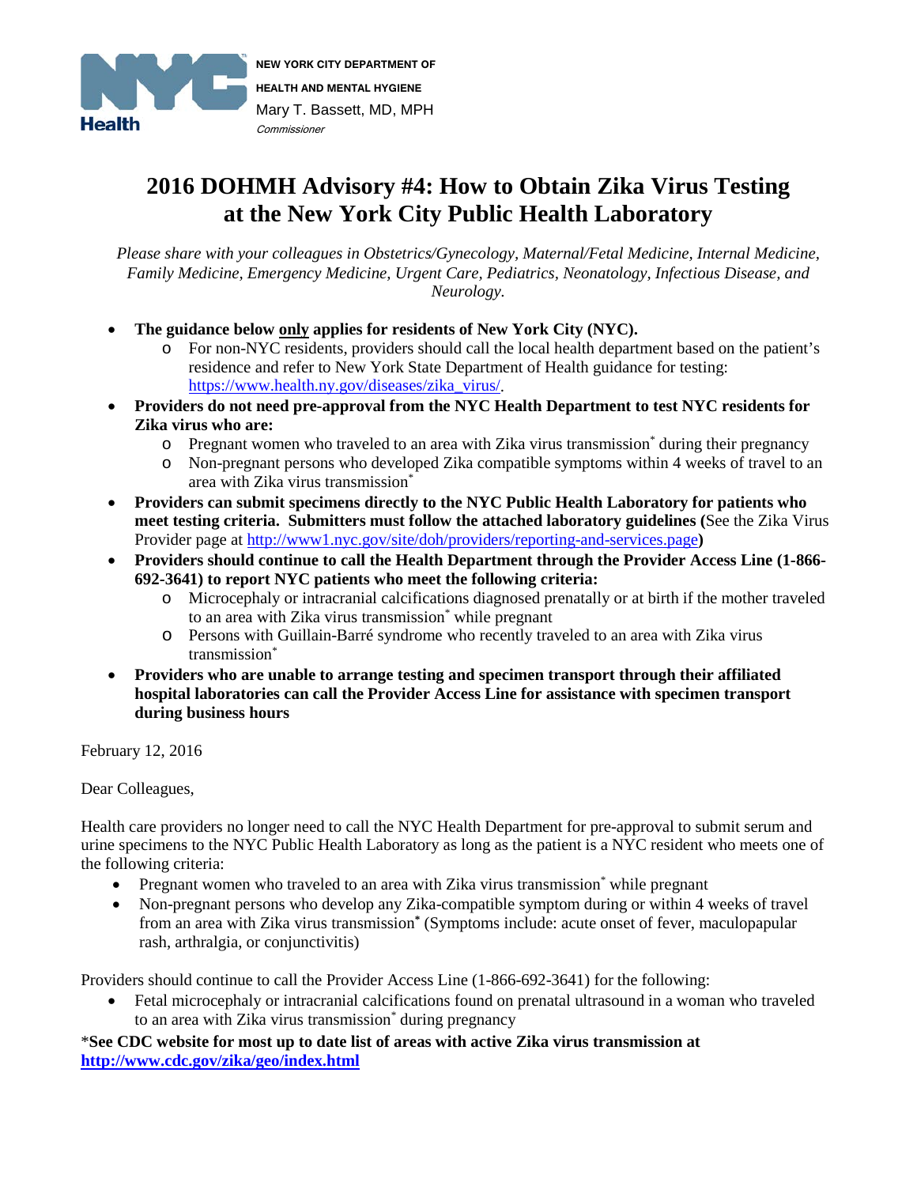NEW YORK CITY DEPARTMENT OF HEALTH AND MENTAL HYGIENE
Mary T. Bassett, MD, MPH
*Commissioner*

# 2016 DOHMH Advisory #4: How to Obtain Zika Virus Testing at the New York City Public Health Laboratory

*Please share with your colleagues in Obstetrics/Gynecology, Maternal/Fetal Medicine, Internal Medicine, Family Medicine, Emergency Medicine, Urgent Care, Pediatrics, Neonatology, Infectious Disease, and Neurology.*

- **The guidance below only applies for residents of New York City (NYC).**
  - For non-NYC residents, providers should call the local health department based on the patient's residence and refer to New York State Department of Health guidance for testing: https://www.health.ny.gov/diseases/zika_virus/.
- **Providers do not need pre-approval from the NYC Health Department to test NYC residents for Zika virus who are:**
  - Pregnant women who traveled to an area with Zika virus transmission* during their pregnancy
  - Non-pregnant persons who developed Zika compatible symptoms within 4 weeks of travel to an area with Zika virus transmission*
- **Providers can submit specimens directly to the NYC Public Health Laboratory for patients who meet testing criteria. Submitters must follow the attached laboratory guidelines (**See the Zika Virus Provider page at http://www1.nyc.gov/site/doh/providers/reporting-and-services.page**)**
- **Providers should continue to call the Health Department through the Provider Access Line (1-866-692-3641) to report NYC patients who meet the following criteria:**
  - Microcephaly or intracranial calcifications diagnosed prenatally or at birth if the mother traveled to an area with Zika virus transmission* while pregnant
  - Persons with Guillain-Barré syndrome who recently traveled to an area with Zika virus transmission*
- **Providers who are unable to arrange testing and specimen transport through their affiliated hospital laboratories can call the Provider Access Line for assistance with specimen transport during business hours**

February 12, 2016

Dear Colleagues,

Health care providers no longer need to call the NYC Health Department for pre-approval to submit serum and urine specimens to the NYC Public Health Laboratory as long as the patient is a NYC resident who meets one of the following criteria:

- Pregnant women who traveled to an area with Zika virus transmission* while pregnant
- Non-pregnant persons who develop any Zika-compatible symptom during or within 4 weeks of travel from an area with Zika virus transmission* (Symptoms include: acute onset of fever, maculopapular rash, arthralgia, or conjunctivitis)

Providers should continue to call the Provider Access Line (1-866-692-3641) for the following:

- Fetal microcephaly or intracranial calcifications found on prenatal ultrasound in a woman who traveled to an area with Zika virus transmission* during pregnancy

***See CDC website for most up to date list of areas with active Zika virus transmission at http://www.cdc.gov/zika/geo/index.html**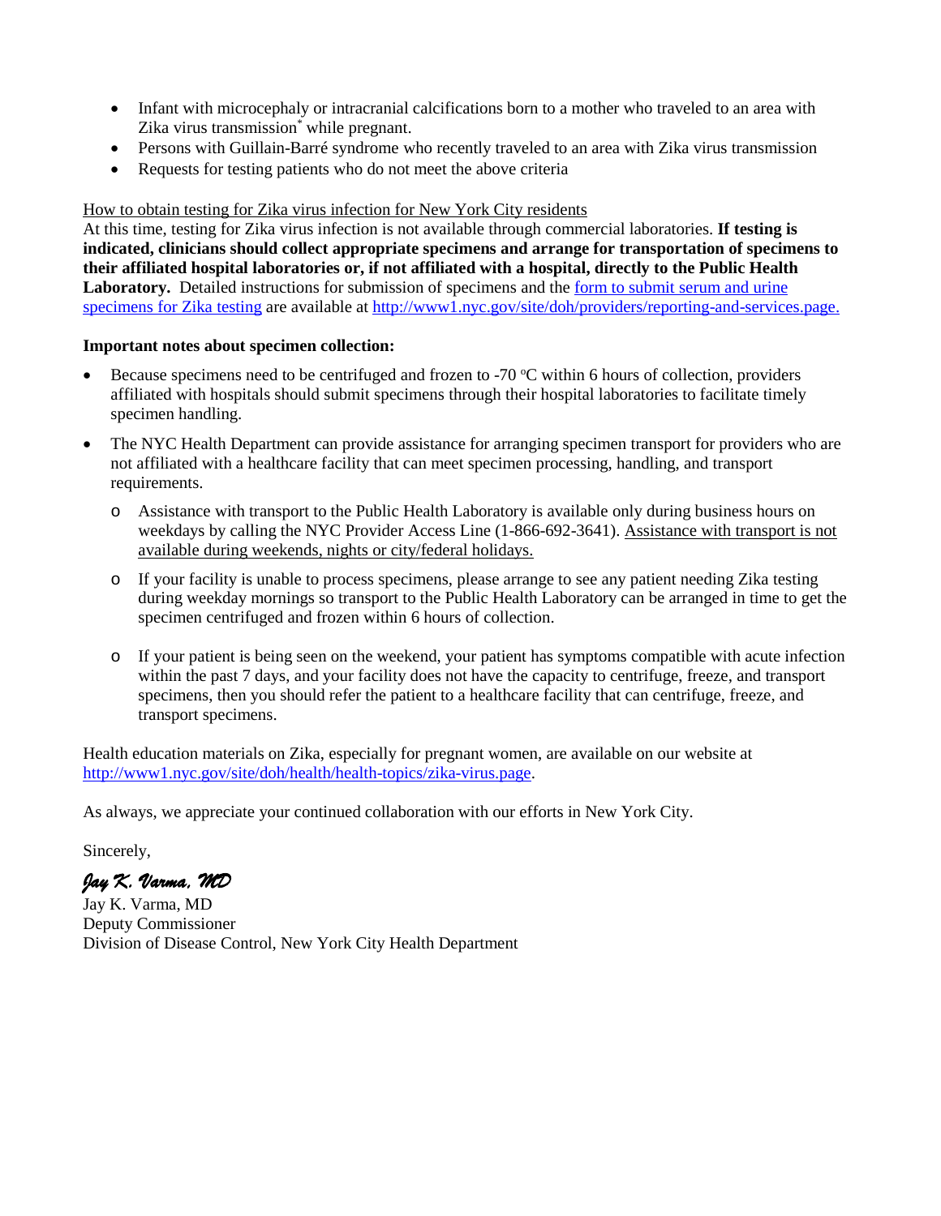- Infant with microcephaly or intracranial calcifications born to a mother who traveled to an area with Zika virus transmission* while pregnant.
- Persons with Guillain-Barré syndrome who recently traveled to an area with Zika virus transmission
- Requests for testing patients who do not meet the above criteria

How to obtain testing for Zika virus infection for New York City residents

At this time, testing for Zika virus infection is not available through commercial laboratories. **If testing is indicated, clinicians should collect appropriate specimens and arrange for transportation of specimens to their affiliated hospital laboratories or, if not affiliated with a hospital, directly to the Public Health Laboratory.** Detailed instructions for submission of specimens and the form to submit serum and urine specimens for Zika testing are available at http://www1.nyc.gov/site/doh/providers/reporting-and-services.page.

**Important notes about specimen collection:**

- Because specimens need to be centrifuged and frozen to -70 °C within 6 hours of collection, providers affiliated with hospitals should submit specimens through their hospital laboratories to facilitate timely specimen handling.
- The NYC Health Department can provide assistance for arranging specimen transport for providers who are not affiliated with a healthcare facility that can meet specimen processing, handling, and transport requirements.
  - Assistance with transport to the Public Health Laboratory is available only during business hours on weekdays by calling the NYC Provider Access Line (1-866-692-3641). Assistance with transport is not available during weekends, nights or city/federal holidays.
  - If your facility is unable to process specimens, please arrange to see any patient needing Zika testing during weekday mornings so transport to the Public Health Laboratory can be arranged in time to get the specimen centrifuged and frozen within 6 hours of collection.
  - If your patient is being seen on the weekend, your patient has symptoms compatible with acute infection within the past 7 days, and your facility does not have the capacity to centrifuge, freeze, and transport specimens, then you should refer the patient to a healthcare facility that can centrifuge, freeze, and transport specimens.

Health education materials on Zika, especially for pregnant women, are available on our website at http://www1.nyc.gov/site/doh/health/health-topics/zika-virus.page.

As always, we appreciate your continued collaboration with our efforts in New York City.

Sincerely,

*Jay K. Varma, MD*

Jay K. Varma, MD
Deputy Commissioner
Division of Disease Control, New York City Health Department